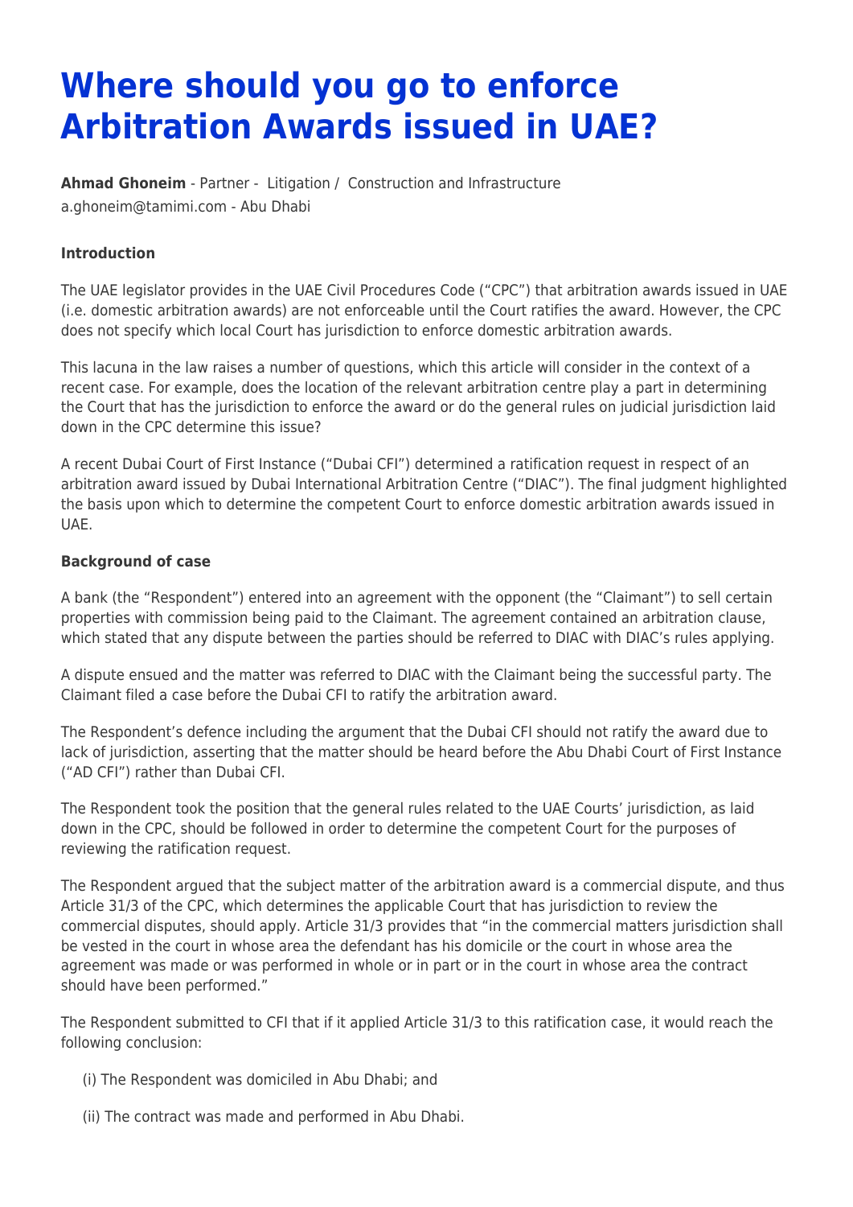# Where should you go to enforce Arbitration Awards issued in UAE?

**Ahmad Ghoneim** - Partner - Litigation / Construction and Infrastructure
a.ghoneim@tamimi.com - Abu Dhabi

**Introduction**

The UAE legislator provides in the UAE Civil Procedures Code ("CPC") that arbitration awards issued in UAE (i.e. domestic arbitration awards) are not enforceable until the Court ratifies the award. However, the CPC does not specify which local Court has jurisdiction to enforce domestic arbitration awards.

This lacuna in the law raises a number of questions, which this article will consider in the context of a recent case. For example, does the location of the relevant arbitration centre play a part in determining the Court that has the jurisdiction to enforce the award or do the general rules on judicial jurisdiction laid down in the CPC determine this issue?

A recent Dubai Court of First Instance ("Dubai CFI") determined a ratification request in respect of an arbitration award issued by Dubai International Arbitration Centre ("DIAC"). The final judgment highlighted the basis upon which to determine the competent Court to enforce domestic arbitration awards issued in UAE.

**Background of case**

A bank (the "Respondent") entered into an agreement with the opponent (the "Claimant") to sell certain properties with commission being paid to the Claimant. The agreement contained an arbitration clause, which stated that any dispute between the parties should be referred to DIAC with DIAC's rules applying.

A dispute ensued and the matter was referred to DIAC with the Claimant being the successful party. The Claimant filed a case before the Dubai CFI to ratify the arbitration award.

The Respondent's defence including the argument that the Dubai CFI should not ratify the award due to lack of jurisdiction, asserting that the matter should be heard before the Abu Dhabi Court of First Instance ("AD CFI") rather than Dubai CFI.

The Respondent took the position that the general rules related to the UAE Courts' jurisdiction, as laid down in the CPC, should be followed in order to determine the competent Court for the purposes of reviewing the ratification request.

The Respondent argued that the subject matter of the arbitration award is a commercial dispute, and thus Article 31/3 of the CPC, which determines the applicable Court that has jurisdiction to review the commercial disputes, should apply. Article 31/3 provides that "in the commercial matters jurisdiction shall be vested in the court in whose area the defendant has his domicile or the court in whose area the agreement was made or was performed in whole or in part or in the court in whose area the contract should have been performed."

The Respondent submitted to CFI that if it applied Article 31/3 to this ratification case, it would reach the following conclusion:

(i) The Respondent was domiciled in Abu Dhabi; and

(ii) The contract was made and performed in Abu Dhabi.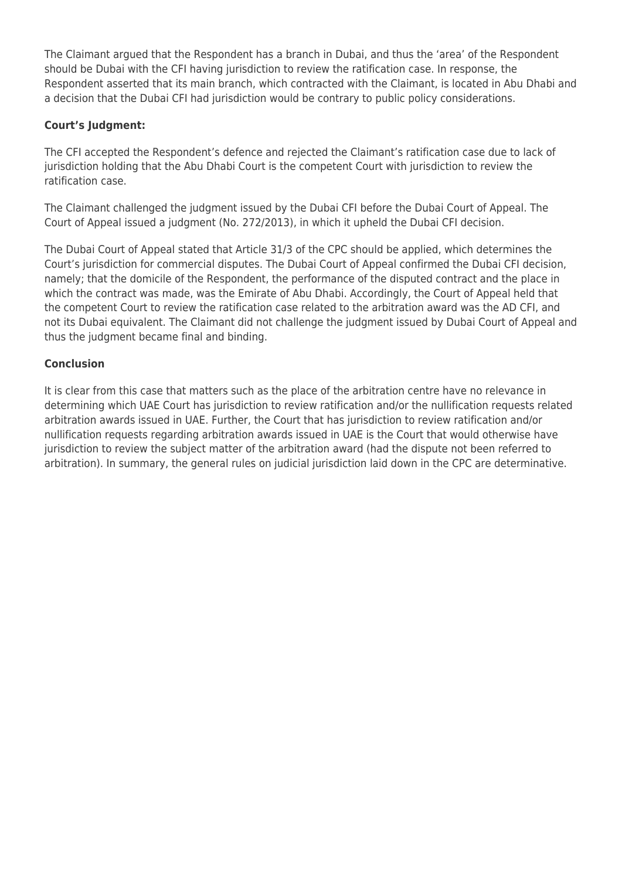The Claimant argued that the Respondent has a branch in Dubai, and thus the 'area' of the Respondent should be Dubai with the CFI having jurisdiction to review the ratification case. In response, the Respondent asserted that its main branch, which contracted with the Claimant, is located in Abu Dhabi and a decision that the Dubai CFI had jurisdiction would be contrary to public policy considerations.

**Court's Judgment:**

The CFI accepted the Respondent's defence and rejected the Claimant's ratification case due to lack of jurisdiction holding that the Abu Dhabi Court is the competent Court with jurisdiction to review the ratification case.

The Claimant challenged the judgment issued by the Dubai CFI before the Dubai Court of Appeal. The Court of Appeal issued a judgment (No. 272/2013), in which it upheld the Dubai CFI decision.

The Dubai Court of Appeal stated that Article 31/3 of the CPC should be applied, which determines the Court's jurisdiction for commercial disputes. The Dubai Court of Appeal confirmed the Dubai CFI decision, namely; that the domicile of the Respondent, the performance of the disputed contract and the place in which the contract was made, was the Emirate of Abu Dhabi. Accordingly, the Court of Appeal held that the competent Court to review the ratification case related to the arbitration award was the AD CFI, and not its Dubai equivalent. The Claimant did not challenge the judgment issued by Dubai Court of Appeal and thus the judgment became final and binding.

**Conclusion**

It is clear from this case that matters such as the place of the arbitration centre have no relevance in determining which UAE Court has jurisdiction to review ratification and/or the nullification requests related arbitration awards issued in UAE. Further, the Court that has jurisdiction to review ratification and/or nullification requests regarding arbitration awards issued in UAE is the Court that would otherwise have jurisdiction to review the subject matter of the arbitration award (had the dispute not been referred to arbitration). In summary, the general rules on judicial jurisdiction laid down in the CPC are determinative.